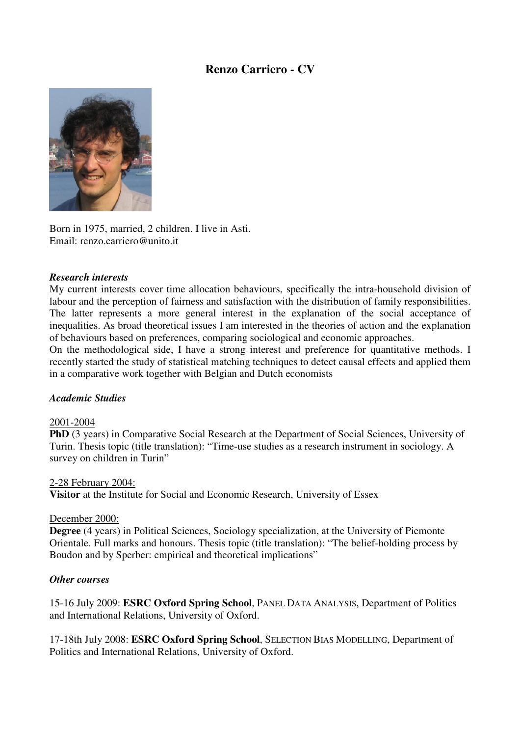# Renzo Carriero - CV

Born in 1975, married, 2 children. I live in Asti.
Email: renzo.carriero@unito.it

***Research interests***

My current interests cover time allocation behaviours, specifically the intra-household division of labour and the perception of fairness and satisfaction with the distribution of family responsibilities. The latter represents a more general interest in the explanation of the social acceptance of inequalities. As broad theoretical issues I am interested in the theories of action and the explanation of behaviours based on preferences, comparing sociological and economic approaches.
On the methodological side, I have a strong interest and preference for quantitative methods. I recently started the study of statistical matching techniques to detect causal effects and applied them in a comparative work together with Belgian and Dutch economists

***Academic Studies***

<u>2001-2004</u>
**PhD** (3 years) in Comparative Social Research at the Department of Social Sciences, University of Turin. Thesis topic (title translation): "Time-use studies as a research instrument in sociology. A survey on children in Turin"

<u>2-28 February 2004:</u>
**Visitor** at the Institute for Social and Economic Research, University of Essex

<u>December 2000:</u>
**Degree** (4 years) in Political Sciences, Sociology specialization, at the University of Piemonte Orientale. Full marks and honours. Thesis topic (title translation): "The belief-holding process by Boudon and by Sperber: empirical and theoretical implications"

***Other courses***

15-16 July 2009: **ESRC Oxford Spring School**, PANEL DATA ANALYSIS, Department of Politics and International Relations, University of Oxford.

17-18th July 2008: **ESRC Oxford Spring School**, SELECTION BIAS MODELLING, Department of Politics and International Relations, University of Oxford.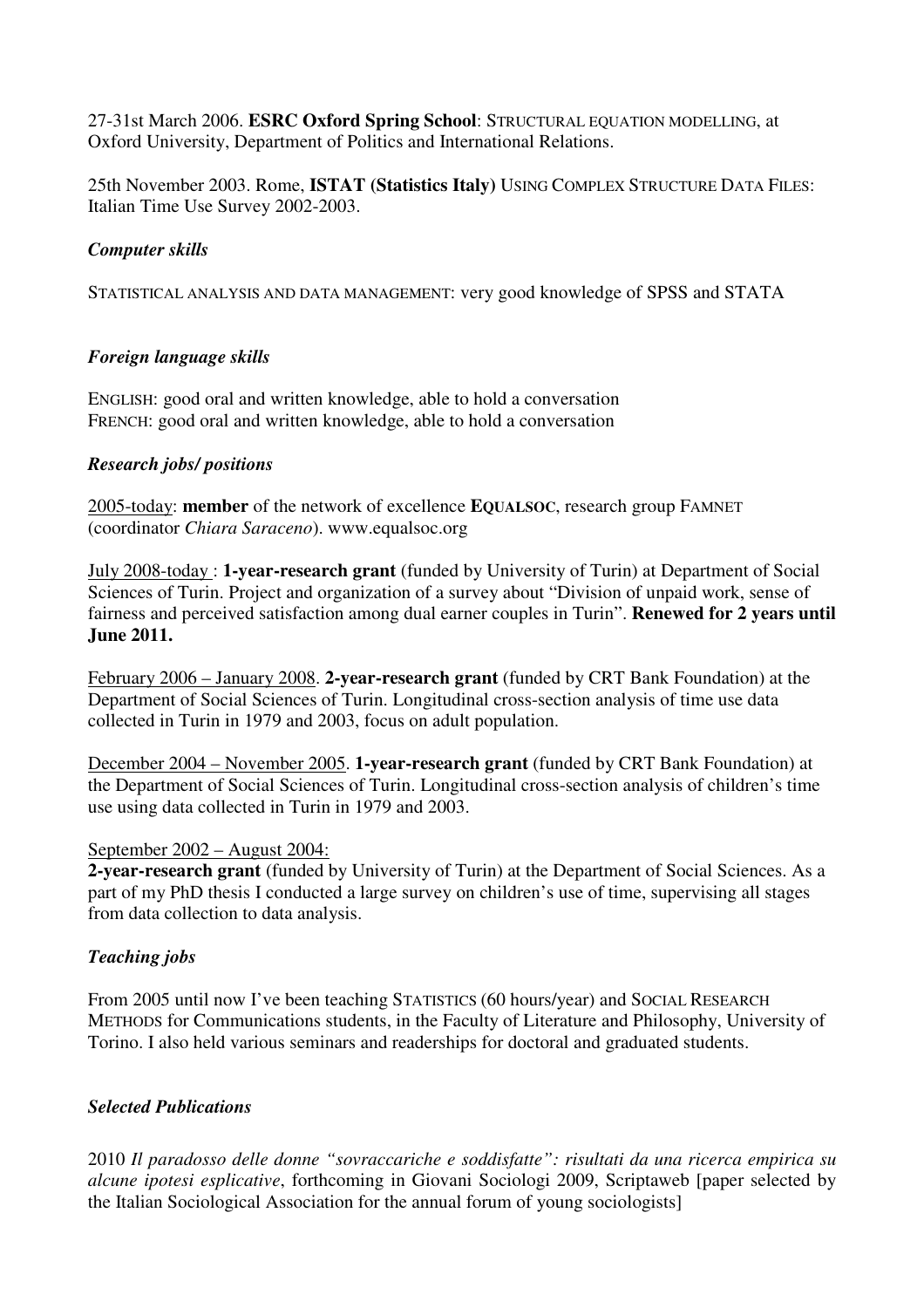27-31st March 2006. **ESRC Oxford Spring School**: STRUCTURAL EQUATION MODELLING, at Oxford University, Department of Politics and International Relations.

25th November 2003. Rome, **ISTAT (Statistics Italy)** USING COMPLEX STRUCTURE DATA FILES: Italian Time Use Survey 2002-2003.

### *Computer skills*

STATISTICAL ANALYSIS AND DATA MANAGEMENT: very good knowledge of SPSS and STATA

### *Foreign language skills*

ENGLISH: good oral and written knowledge, able to hold a conversation
FRENCH: good oral and written knowledge, able to hold a conversation

### *Research jobs/ positions*

2005-today: **member** of the network of excellence **EQUALSOC**, research group FAMNET (coordinator *Chiara Saraceno*). www.equalsoc.org

July 2008-today : **1-year-research grant** (funded by University of Turin) at Department of Social Sciences of Turin. Project and organization of a survey about "Division of unpaid work, sense of fairness and perceived satisfaction among dual earner couples in Turin". **Renewed for 2 years until June 2011.**

February 2006 – January 2008. **2-year-research grant** (funded by CRT Bank Foundation) at the Department of Social Sciences of Turin. Longitudinal cross-section analysis of time use data collected in Turin in 1979 and 2003, focus on adult population.

December 2004 – November 2005. **1-year-research grant** (funded by CRT Bank Foundation) at the Department of Social Sciences of Turin. Longitudinal cross-section analysis of children's time use using data collected in Turin in 1979 and 2003.

September 2002 – August 2004:
**2-year-research grant** (funded by University of Turin) at the Department of Social Sciences. As a part of my PhD thesis I conducted a large survey on children's use of time, supervising all stages from data collection to data analysis.

### *Teaching jobs*

From 2005 until now I've been teaching STATISTICS (60 hours/year) and SOCIAL RESEARCH METHODS for Communications students, in the Faculty of Literature and Philosophy, University of Torino. I also held various seminars and readerships for doctoral and graduated students.

### *Selected Publications*

2010 *Il paradosso delle donne "sovraccariche e soddisfatte": risultati da una ricerca empirica su alcune ipotesi esplicative*, forthcoming in Giovani Sociologi 2009, Scriptaweb [paper selected by the Italian Sociological Association for the annual forum of young sociologists]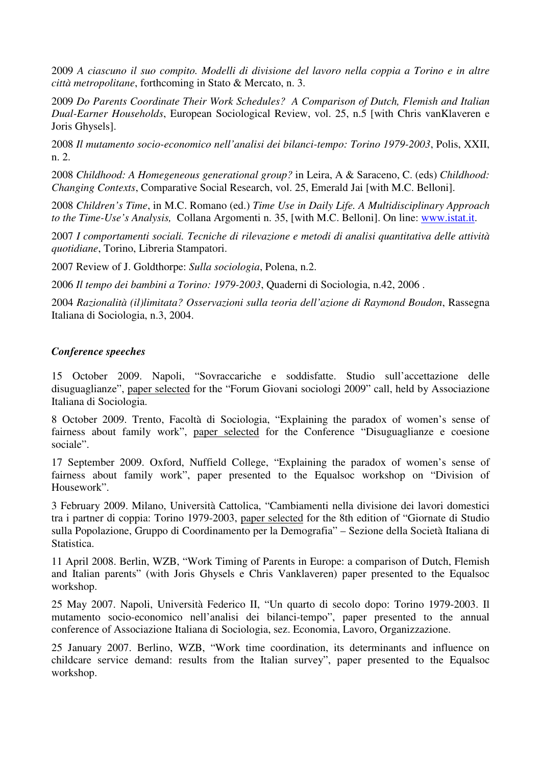2009 *A ciascuno il suo compito. Modelli di divisione del lavoro nella coppia a Torino e in altre città metropolitane*, forthcoming in Stato & Mercato, n. 3.

2009 *Do Parents Coordinate Their Work Schedules? A Comparison of Dutch, Flemish and Italian Dual-Earner Households*, European Sociological Review, vol. 25, n.5 [with Chris vanKlaveren e Joris Ghysels].

2008 *Il mutamento socio-economico nell'analisi dei bilanci-tempo: Torino 1979-2003*, Polis, XXII, n. 2.

2008 *Childhood: A Homegeneous generational group?* in Leira, A & Saraceno, C. (eds) *Childhood: Changing Contexts*, Comparative Social Research, vol. 25, Emerald Jai [with M.C. Belloni].

2008 *Children's Time*, in M.C. Romano (ed.) *Time Use in Daily Life. A Multidisciplinary Approach to the Time-Use's Analysis,* Collana Argomenti n. 35, [with M.C. Belloni]. On line: www.istat.it.

2007 *I comportamenti sociali. Tecniche di rilevazione e metodi di analisi quantitativa delle attività quotidiane*, Torino, Libreria Stampatori.

2007 Review of J. Goldthorpe: *Sulla sociologia*, Polena, n.2.

2006 *Il tempo dei bambini a Torino: 1979-2003*, Quaderni di Sociologia, n.42, 2006 .

2004 *Razionalità (il)limitata? Osservazioni sulla teoria dell'azione di Raymond Boudon*, Rassegna Italiana di Sociologia, n.3, 2004.

***Conference speeches***

15 October 2009. Napoli, "Sovraccariche e soddisfatte. Studio sull'accettazione delle disuguaglianze", paper selected for the "Forum Giovani sociologi 2009" call, held by Associazione Italiana di Sociologia.

8 October 2009. Trento, Facoltà di Sociologia, "Explaining the paradox of women's sense of fairness about family work", paper selected for the Conference "Disuguaglianze e coesione sociale".

17 September 2009. Oxford, Nuffield College, "Explaining the paradox of women's sense of fairness about family work", paper presented to the Equalsoc workshop on "Division of Housework".

3 February 2009. Milano, Università Cattolica, "Cambiamenti nella divisione dei lavori domestici tra i partner di coppia: Torino 1979-2003, paper selected for the 8th edition of "Giornate di Studio sulla Popolazione, Gruppo di Coordinamento per la Demografia" – Sezione della Società Italiana di Statistica.

11 April 2008. Berlin, WZB, "Work Timing of Parents in Europe: a comparison of Dutch, Flemish and Italian parents" (with Joris Ghysels e Chris Vanklaveren) paper presented to the Equalsoc workshop.

25 May 2007. Napoli, Università Federico II, "Un quarto di secolo dopo: Torino 1979-2003. Il mutamento socio-economico nell'analisi dei bilanci-tempo", paper presented to the annual conference of Associazione Italiana di Sociologia, sez. Economia, Lavoro, Organizzazione.

25 January 2007. Berlino, WZB, "Work time coordination, its determinants and influence on childcare service demand: results from the Italian survey", paper presented to the Equalsoc workshop.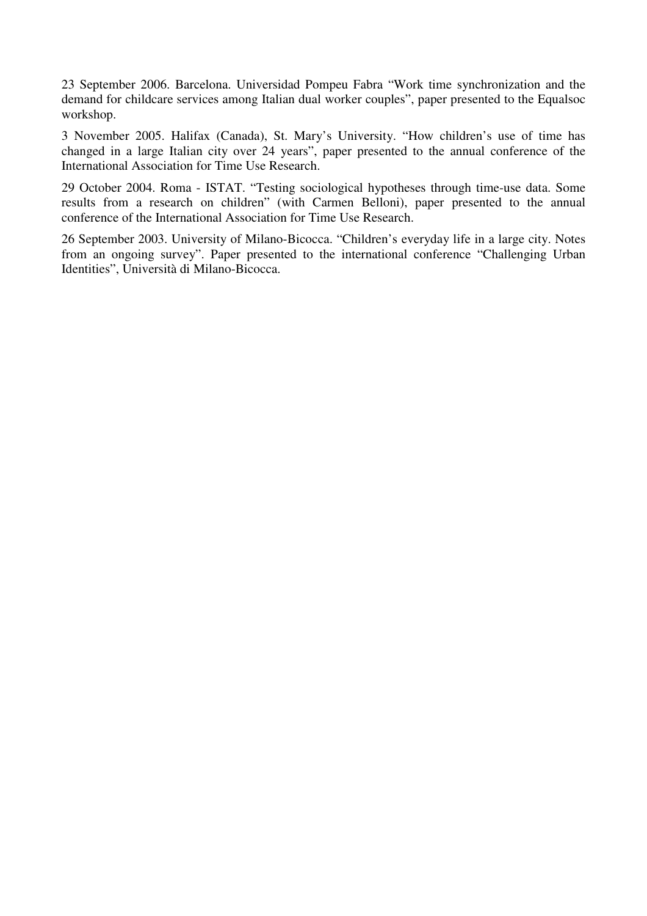23 September 2006. Barcelona. Universidad Pompeu Fabra "Work time synchronization and the demand for childcare services among Italian dual worker couples", paper presented to the Equalsoc workshop.

3 November 2005. Halifax (Canada), St. Mary's University. "How children's use of time has changed in a large Italian city over 24 years", paper presented to the annual conference of the International Association for Time Use Research.

29 October 2004. Roma - ISTAT. "Testing sociological hypotheses through time-use data. Some results from a research on children" (with Carmen Belloni), paper presented to the annual conference of the International Association for Time Use Research.

26 September 2003. University of Milano-Bicocca. "Children's everyday life in a large city. Notes from an ongoing survey". Paper presented to the international conference "Challenging Urban Identities", Università di Milano-Bicocca.